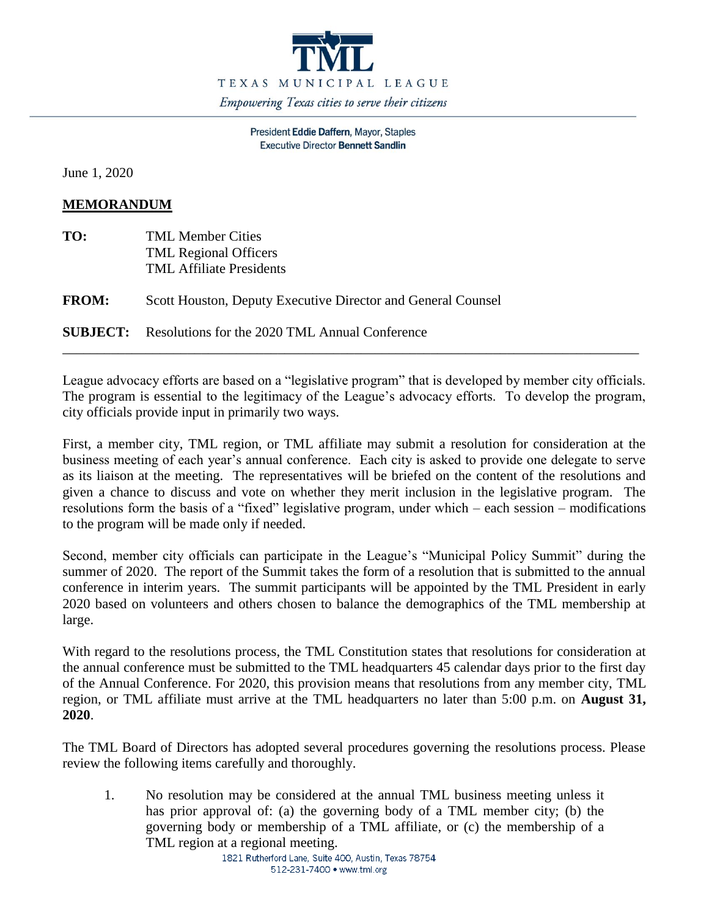**TML**

TEXAS MUNICIPAL LEAGUE

*Empowering Texas cities to serve their citizens*

President **Eddie Daffern**, Mayor, Staples
Executive Director **Bennett Sandlin**

June 1, 2020

**MEMORANDUM**

**TO:** TML Member Cities
TML Regional Officers
TML Affiliate Presidents

**FROM:** Scott Houston, Deputy Executive Director and General Counsel

**SUBJECT:** Resolutions for the 2020 TML Annual Conference

---

League advocacy efforts are based on a "legislative program" that is developed by member city officials. The program is essential to the legitimacy of the League's advocacy efforts. To develop the program, city officials provide input in primarily two ways.

First, a member city, TML region, or TML affiliate may submit a resolution for consideration at the business meeting of each year's annual conference. Each city is asked to provide one delegate to serve as its liaison at the meeting. The representatives will be briefed on the content of the resolutions and given a chance to discuss and vote on whether they merit inclusion in the legislative program. The resolutions form the basis of a "fixed" legislative program, under which – each session – modifications to the program will be made only if needed.

Second, member city officials can participate in the League's "Municipal Policy Summit" during the summer of 2020. The report of the Summit takes the form of a resolution that is submitted to the annual conference in interim years. The summit participants will be appointed by the TML President in early 2020 based on volunteers and others chosen to balance the demographics of the TML membership at large.

With regard to the resolutions process, the TML Constitution states that resolutions for consideration at the annual conference must be submitted to the TML headquarters 45 calendar days prior to the first day of the Annual Conference. For 2020, this provision means that resolutions from any member city, TML region, or TML affiliate must arrive at the TML headquarters no later than 5:00 p.m. on **August 31, 2020**.

The TML Board of Directors has adopted several procedures governing the resolutions process. Please review the following items carefully and thoroughly.

1. No resolution may be considered at the annual TML business meeting unless it has prior approval of: (a) the governing body of a TML member city; (b) the governing body or membership of a TML affiliate, or (c) the membership of a TML region at a regional meeting.

1821 Rutherford Lane, Suite 400, Austin, Texas 78754
512-231-7400 • www.tml.org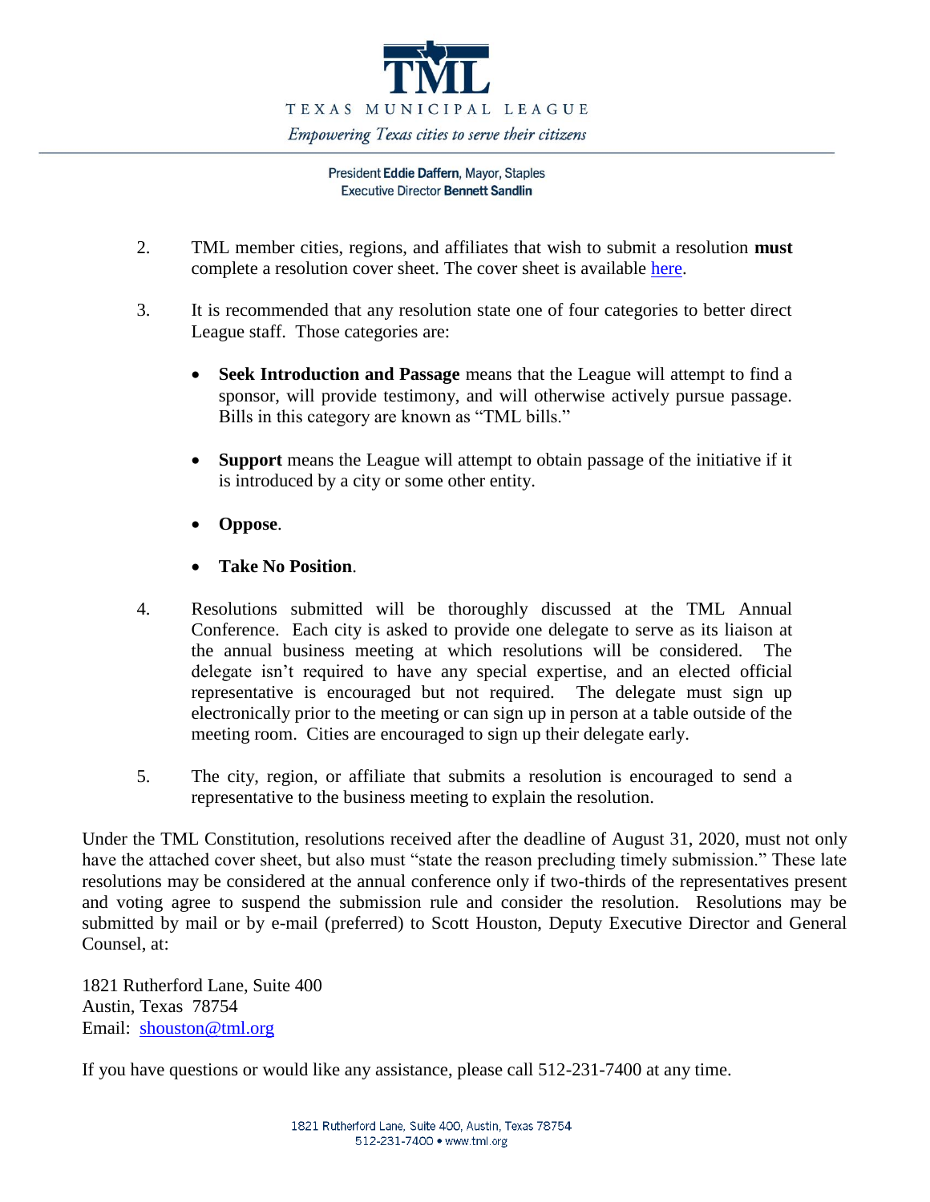2. TML member cities, regions, and affiliates that wish to submit a resolution **must** complete a resolution cover sheet. The cover sheet is available here.

3. It is recommended that any resolution state one of four categories to better direct League staff. Those categories are:

   - **Seek Introduction and Passage** means that the League will attempt to find a sponsor, will provide testimony, and will otherwise actively pursue passage. Bills in this category are known as "TML bills."
   - **Support** means the League will attempt to obtain passage of the initiative if it is introduced by a city or some other entity.
   - **Oppose**.
   - **Take No Position**.

4. Resolutions submitted will be thoroughly discussed at the TML Annual Conference. Each city is asked to provide one delegate to serve as its liaison at the annual business meeting at which resolutions will be considered. The delegate isn't required to have any special expertise, and an elected official representative is encouraged but not required. The delegate must sign up electronically prior to the meeting or can sign up in person at a table outside of the meeting room. Cities are encouraged to sign up their delegate early.

5. The city, region, or affiliate that submits a resolution is encouraged to send a representative to the business meeting to explain the resolution.

Under the TML Constitution, resolutions received after the deadline of August 31, 2020, must not only have the attached cover sheet, but also must "state the reason precluding timely submission." These late resolutions may be considered at the annual conference only if two-thirds of the representatives present and voting agree to suspend the submission rule and consider the resolution. Resolutions may be submitted by mail or by e-mail (preferred) to Scott Houston, Deputy Executive Director and General Counsel, at:

1821 Rutherford Lane, Suite 400
Austin, Texas 78754
Email: shouston@tml.org

If you have questions or would like any assistance, please call 512-231-7400 at any time.